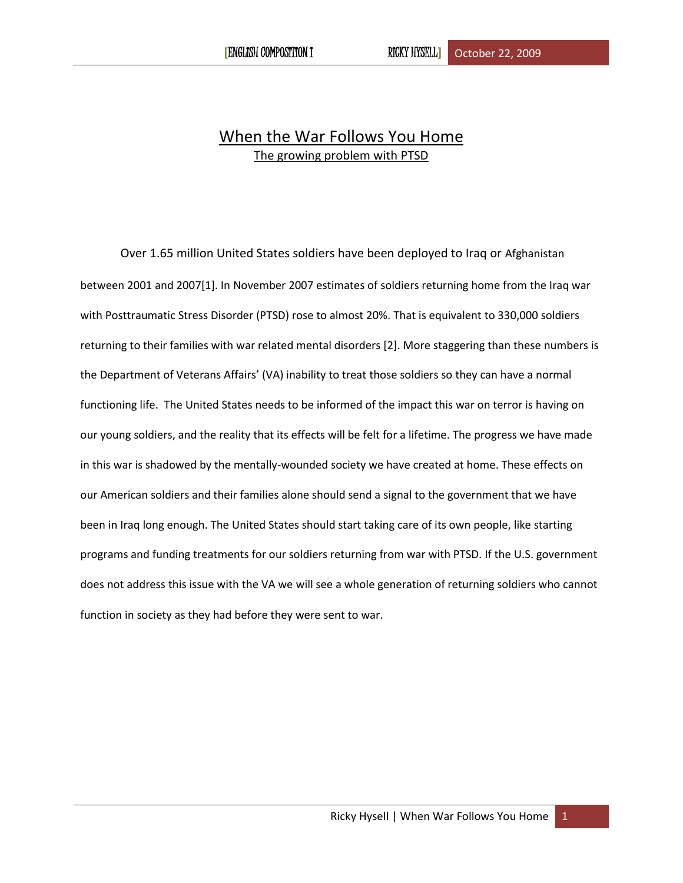# When the War Follows You Home

## The growing problem with PTSD

Over 1.65 million United States soldiers have been deployed to Iraq or Afghanistan between 2001 and 2007[1]. In November 2007 estimates of soldiers returning home from the Iraq war with Posttraumatic Stress Disorder (PTSD) rose to almost 20%. That is equivalent to 330,000 soldiers returning to their families with war related mental disorders [2]. More staggering than these numbers is the Department of Veterans Affairs' (VA) inability to treat those soldiers so they can have a normal functioning life. The United States needs to be informed of the impact this war on terror is having on our young soldiers, and the reality that its effects will be felt for a lifetime. The progress we have made in this war is shadowed by the mentally-wounded society we have created at home. These effects on our American soldiers and their families alone should send a signal to the government that we have been in Iraq long enough. The United States should start taking care of its own people, like starting programs and funding treatments for our soldiers returning from war with PTSD. If the U.S. government does not address this issue with the VA we will see a whole generation of returning soldiers who cannot function in society as they had before they were sent to war.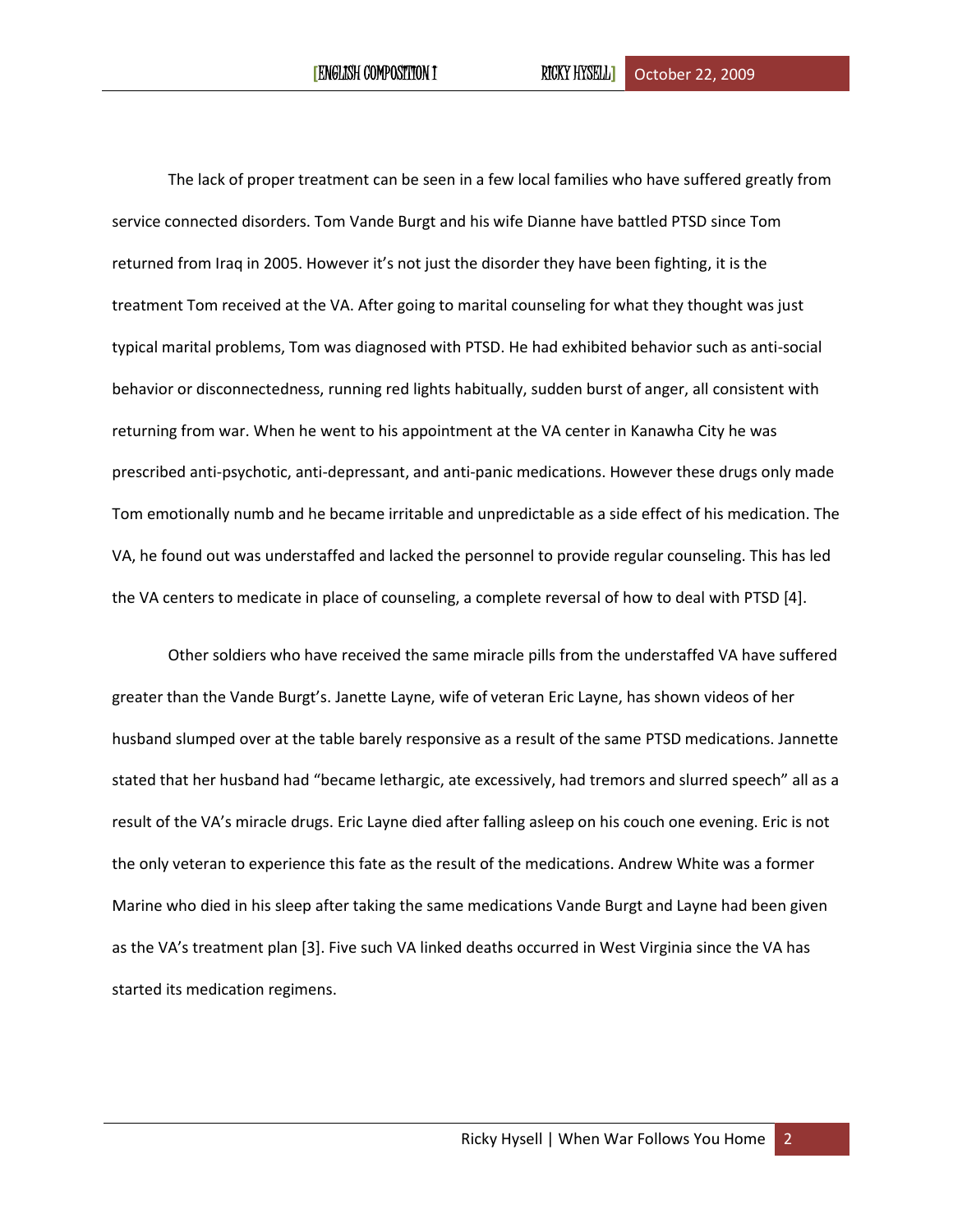The lack of proper treatment can be seen in a few local families who have suffered greatly from service connected disorders. Tom Vande Burgt and his wife Dianne have battled PTSD since Tom returned from Iraq in 2005. However it's not just the disorder they have been fighting, it is the treatment Tom received at the VA. After going to marital counseling for what they thought was just typical marital problems, Tom was diagnosed with PTSD. He had exhibited behavior such as anti-social behavior or disconnectedness, running red lights habitually, sudden burst of anger, all consistent with returning from war. When he went to his appointment at the VA center in Kanawha City he was prescribed anti-psychotic, anti-depressant, and anti-panic medications. However these drugs only made Tom emotionally numb and he became irritable and unpredictable as a side effect of his medication. The VA, he found out was understaffed and lacked the personnel to provide regular counseling. This has led the VA centers to medicate in place of counseling, a complete reversal of how to deal with PTSD [4].

Other soldiers who have received the same miracle pills from the understaffed VA have suffered greater than the Vande Burgt's. Janette Layne, wife of veteran Eric Layne, has shown videos of her husband slumped over at the table barely responsive as a result of the same PTSD medications. Jannette stated that her husband had "became lethargic, ate excessively, had tremors and slurred speech" all as a result of the VA's miracle drugs. Eric Layne died after falling asleep on his couch one evening. Eric is not the only veteran to experience this fate as the result of the medications. Andrew White was a former Marine who died in his sleep after taking the same medications Vande Burgt and Layne had been given as the VA's treatment plan [3]. Five such VA linked deaths occurred in West Virginia since the VA has started its medication regimens.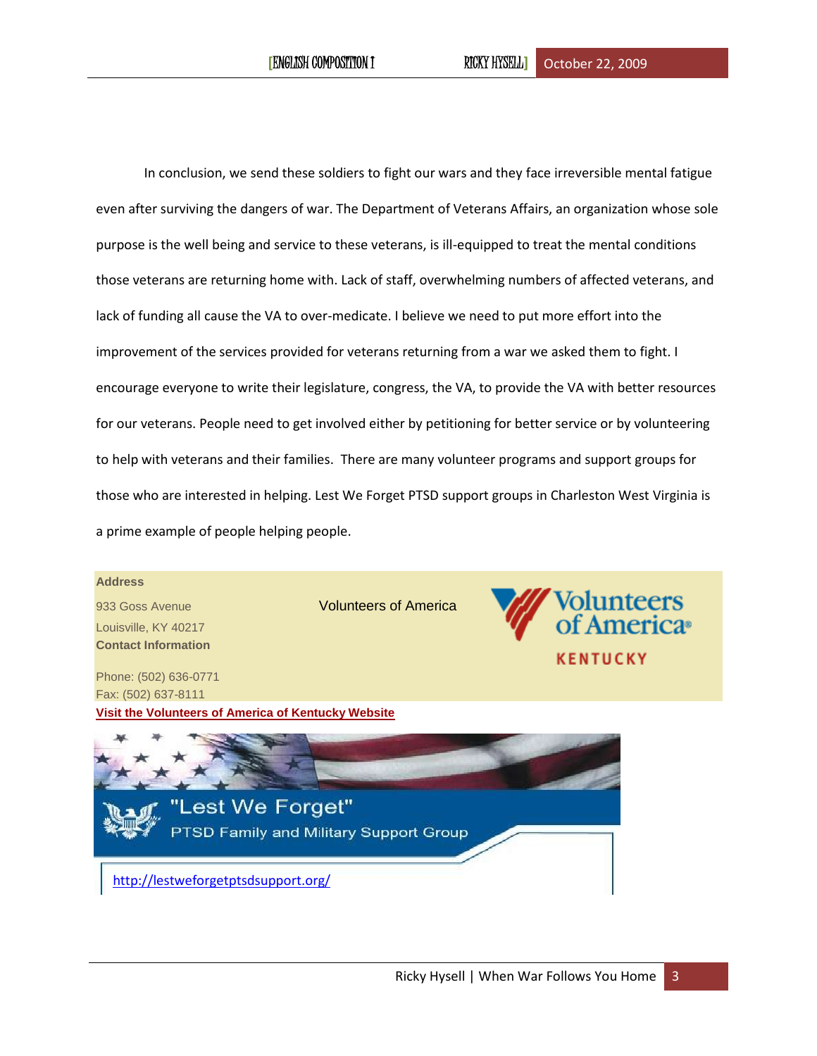In conclusion, we send these soldiers to fight our wars and they face irreversible mental fatigue even after surviving the dangers of war. The Department of Veterans Affairs, an organization whose sole purpose is the well being and service to these veterans, is ill-equipped to treat the mental conditions those veterans are returning home with. Lack of staff, overwhelming numbers of affected veterans, and lack of funding all cause the VA to over-medicate. I believe we need to put more effort into the improvement of the services provided for veterans returning from a war we asked them to fight. I encourage everyone to write their legislature, congress, the VA, to provide the VA with better resources for our veterans. People need to get involved either by petitioning for better service or by volunteering to help with veterans and their families. There are many volunteer programs and support groups for those who are interested in helping. Lest We Forget PTSD support groups in Charleston West Virginia is a prime example of people helping people.

**Address**

933 Goss Avenue
Louisville, KY 40217

**Contact Information**

Phone: (502) 636-0771
Fax: (502) 637-8111

Volunteers of America

Volunteers of America KENTUCKY

**Visit the Volunteers of America of Kentucky Website**

"Lest We Forget"
PTSD Family and Military Support Group

http://lestweforgetptsdsupport.org/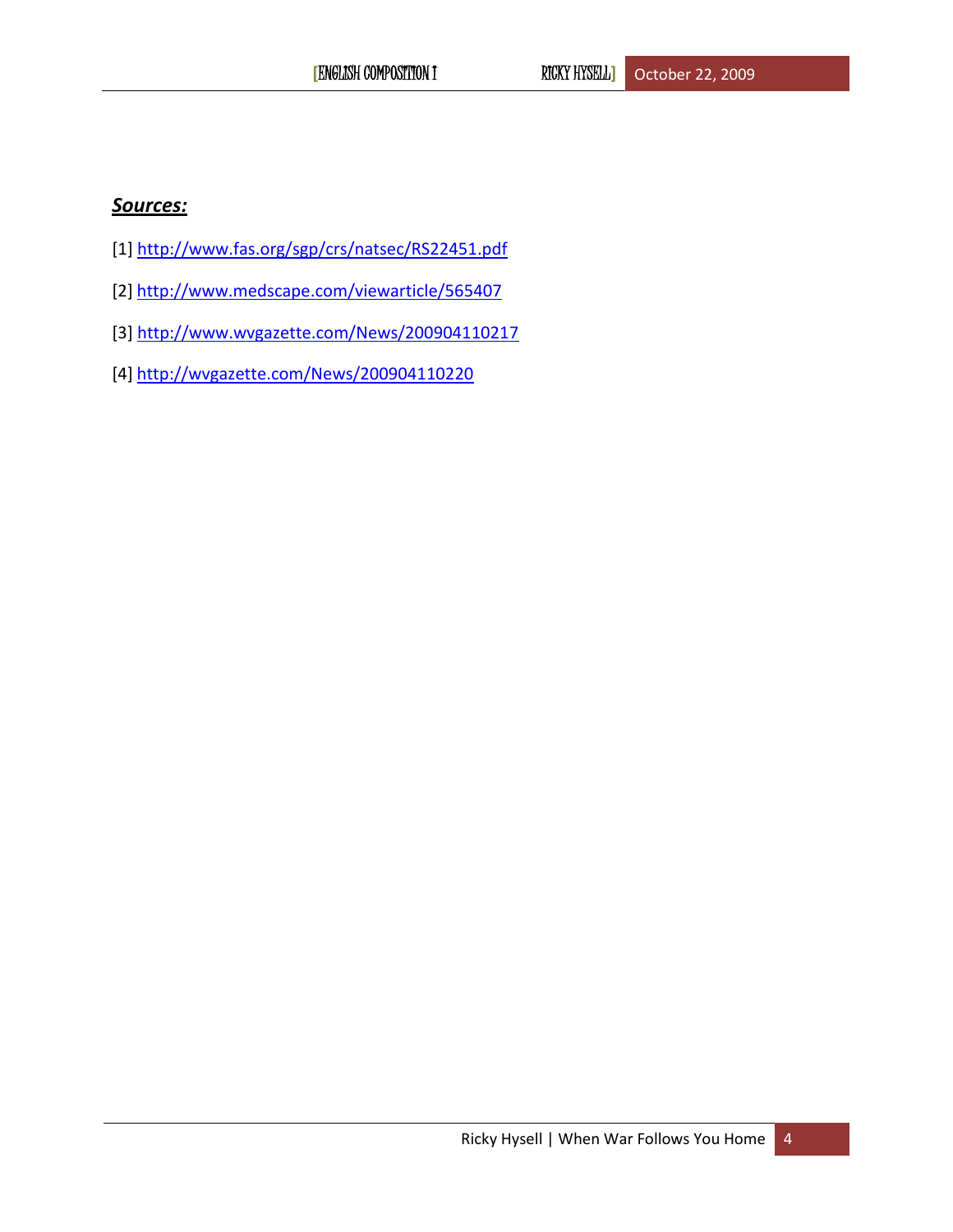***Sources:***

[1] http://www.fas.org/sgp/crs/natsec/RS22451.pdf

[2] http://www.medscape.com/viewarticle/565407

[3] http://www.wvgazette.com/News/200904110217

[4] http://wvgazette.com/News/200904110220